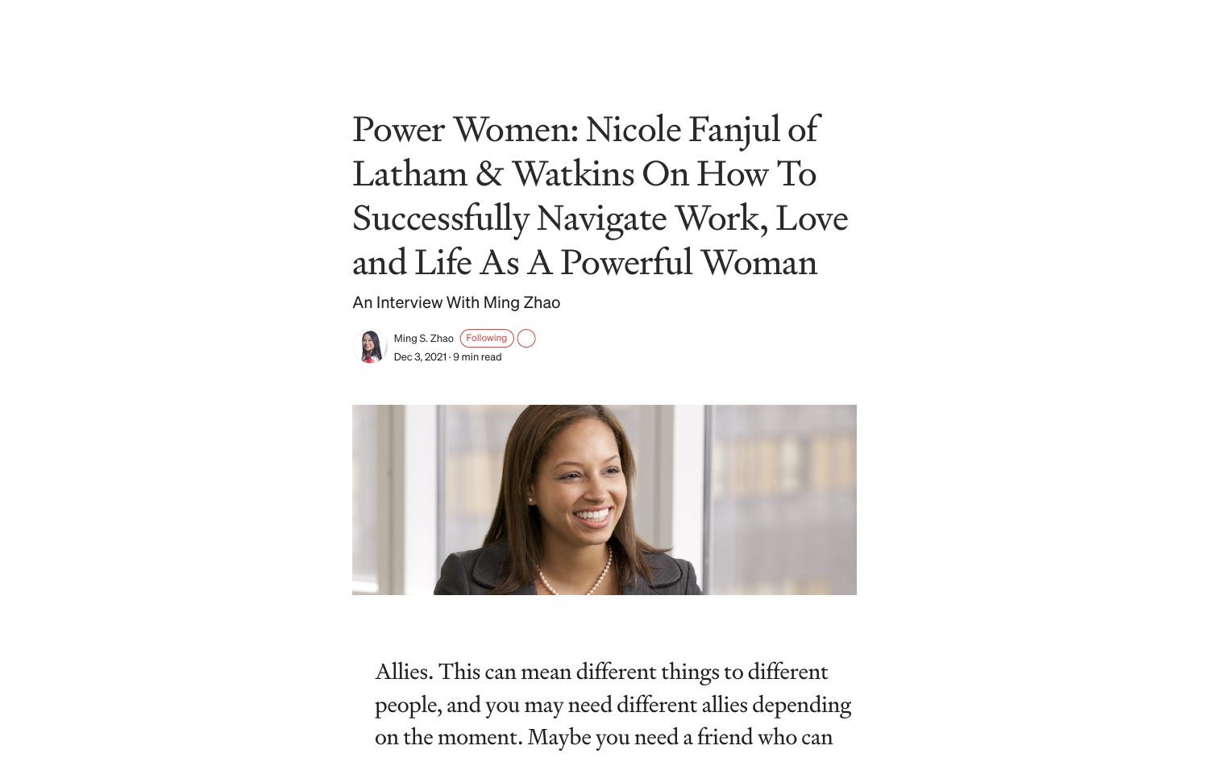# Power Women: Nicole Fanjul of Latham & Watkins On How To Successfully Navigate Work, Love and Life As A Powerful Woman

An Interview With Ming Zhao

Ming S. Zhao Following

Dec 3, 2021 · 9 min read

> Allies. This can mean different things to different people, and you may need different allies depending on the moment. Maybe you need a friend who can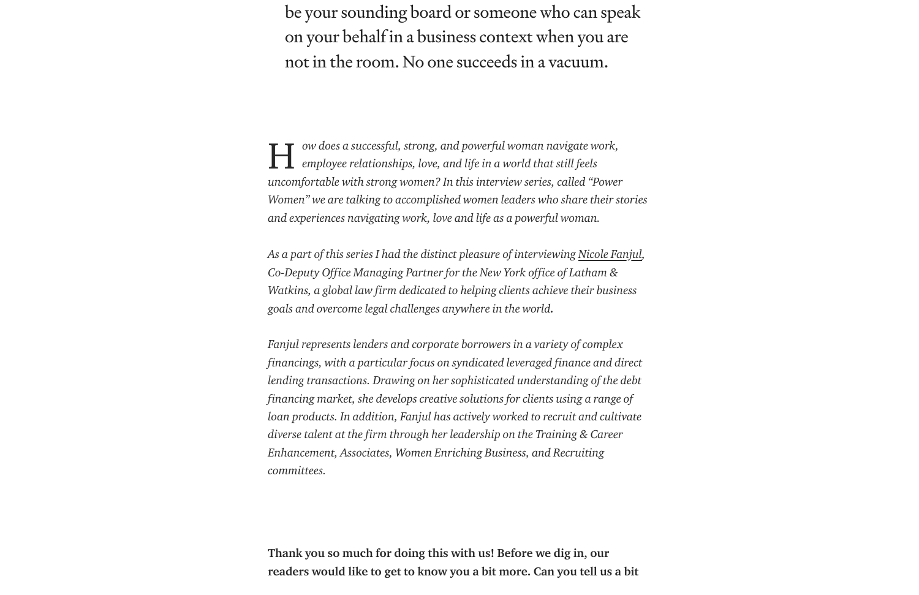be your sounding board or someone who can speak on your behalf in a business context when you are not in the room. No one succeeds in a vacuum.

*How does a successful, strong, and powerful woman navigate work, employee relationships, love, and life in a world that still feels uncomfortable with strong women? In this interview series, called "Power Women" we are talking to accomplished women leaders who share their stories and experiences navigating work, love and life as a powerful woman.*

*As a part of this series I had the distinct pleasure of interviewing Nicole Fanjul, Co-Deputy Office Managing Partner for the New York office of Latham & Watkins, a global law firm dedicated to helping clients achieve their business goals and overcome legal challenges anywhere in the world.*

*Fanjul represents lenders and corporate borrowers in a variety of complex financings, with a particular focus on syndicated leveraged finance and direct lending transactions. Drawing on her sophisticated understanding of the debt financing market, she develops creative solutions for clients using a range of loan products. In addition, Fanjul has actively worked to recruit and cultivate diverse talent at the firm through her leadership on the Training & Career Enhancement, Associates, Women Enriching Business, and Recruiting committees.*

**Thank you so much for doing this with us! Before we dig in, our readers would like to get to know you a bit more. Can you tell us a bit**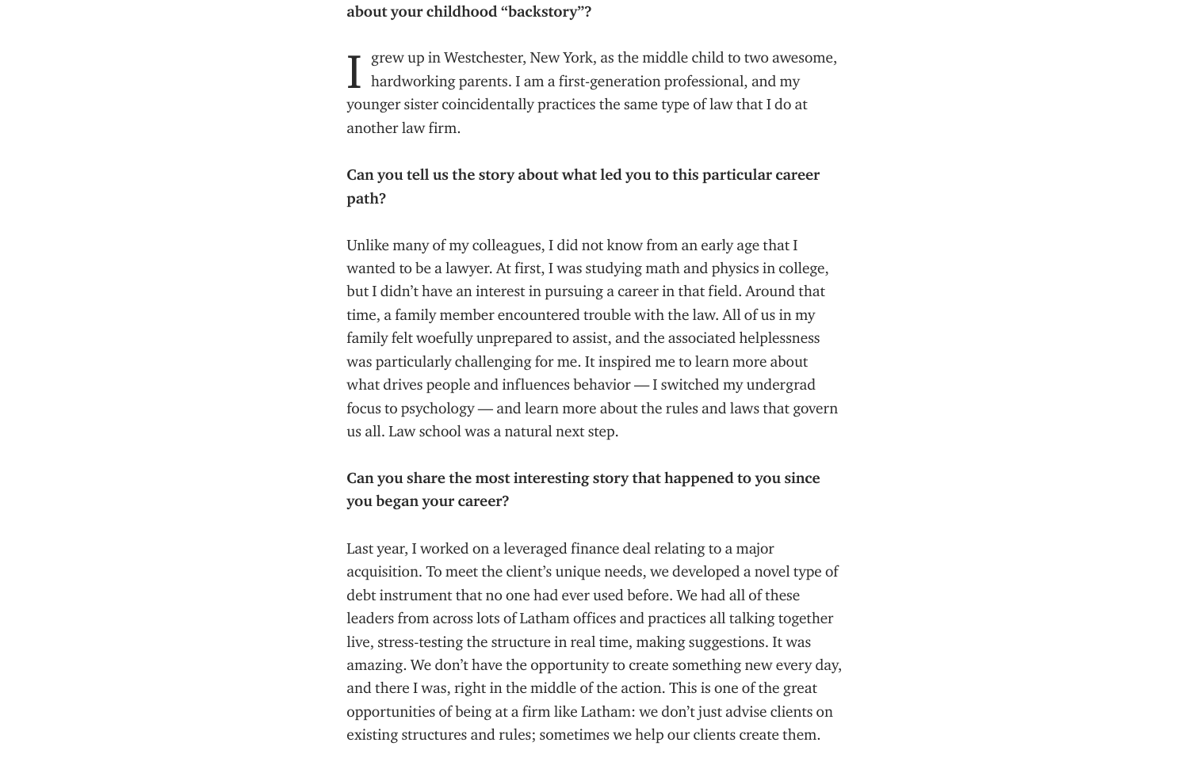**about your childhood "backstory"?**

I grew up in Westchester, New York, as the middle child to two awesome, hardworking parents. I am a first-generation professional, and my younger sister coincidentally practices the same type of law that I do at another law firm.

**Can you tell us the story about what led you to this particular career path?**

Unlike many of my colleagues, I did not know from an early age that I wanted to be a lawyer. At first, I was studying math and physics in college, but I didn't have an interest in pursuing a career in that field. Around that time, a family member encountered trouble with the law. All of us in my family felt woefully unprepared to assist, and the associated helplessness was particularly challenging for me. It inspired me to learn more about what drives people and influences behavior — I switched my undergrad focus to psychology — and learn more about the rules and laws that govern us all. Law school was a natural next step.

**Can you share the most interesting story that happened to you since you began your career?**

Last year, I worked on a leveraged finance deal relating to a major acquisition. To meet the client's unique needs, we developed a novel type of debt instrument that no one had ever used before. We had all of these leaders from across lots of Latham offices and practices all talking together live, stress-testing the structure in real time, making suggestions. It was amazing. We don't have the opportunity to create something new every day, and there I was, right in the middle of the action. This is one of the great opportunities of being at a firm like Latham: we don't just advise clients on existing structures and rules; sometimes we help our clients create them.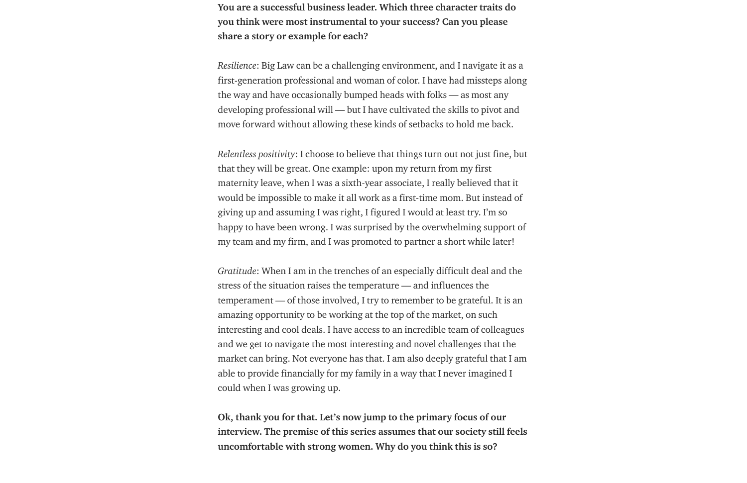**You are a successful business leader. Which three character traits do you think were most instrumental to your success? Can you please share a story or example for each?**

*Resilience*: Big Law can be a challenging environment, and I navigate it as a first-generation professional and woman of color. I have had missteps along the way and have occasionally bumped heads with folks — as most any developing professional will — but I have cultivated the skills to pivot and move forward without allowing these kinds of setbacks to hold me back.

*Relentless positivity*: I choose to believe that things turn out not just fine, but that they will be great. One example: upon my return from my first maternity leave, when I was a sixth-year associate, I really believed that it would be impossible to make it all work as a first-time mom. But instead of giving up and assuming I was right, I figured I would at least try. I'm so happy to have been wrong. I was surprised by the overwhelming support of my team and my firm, and I was promoted to partner a short while later!

*Gratitude*: When I am in the trenches of an especially difficult deal and the stress of the situation raises the temperature — and influences the temperament — of those involved, I try to remember to be grateful. It is an amazing opportunity to be working at the top of the market, on such interesting and cool deals. I have access to an incredible team of colleagues and we get to navigate the most interesting and novel challenges that the market can bring. Not everyone has that. I am also deeply grateful that I am able to provide financially for my family in a way that I never imagined I could when I was growing up.

**Ok, thank you for that. Let's now jump to the primary focus of our interview. The premise of this series assumes that our society still feels uncomfortable with strong women. Why do you think this is so?**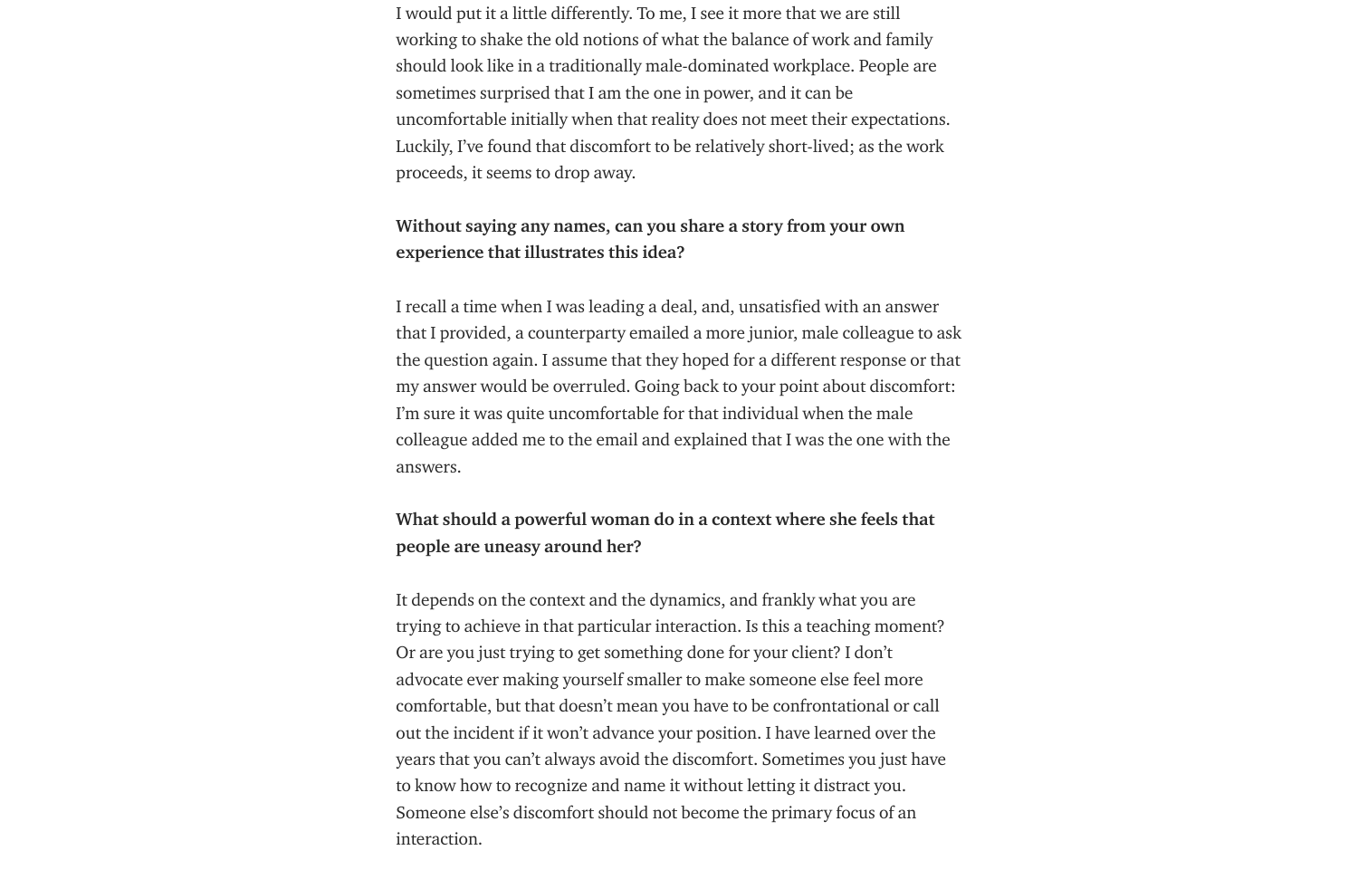I would put it a little differently. To me, I see it more that we are still working to shake the old notions of what the balance of work and family should look like in a traditionally male-dominated workplace. People are sometimes surprised that I am the one in power, and it can be uncomfortable initially when that reality does not meet their expectations. Luckily, I've found that discomfort to be relatively short-lived; as the work proceeds, it seems to drop away.

**Without saying any names, can you share a story from your own experience that illustrates this idea?**

I recall a time when I was leading a deal, and, unsatisfied with an answer that I provided, a counterparty emailed a more junior, male colleague to ask the question again. I assume that they hoped for a different response or that my answer would be overruled. Going back to your point about discomfort: I'm sure it was quite uncomfortable for that individual when the male colleague added me to the email and explained that I was the one with the answers.

**What should a powerful woman do in a context where she feels that people are uneasy around her?**

It depends on the context and the dynamics, and frankly what you are trying to achieve in that particular interaction. Is this a teaching moment? Or are you just trying to get something done for your client? I don't advocate ever making yourself smaller to make someone else feel more comfortable, but that doesn't mean you have to be confrontational or call out the incident if it won't advance your position. I have learned over the years that you can't always avoid the discomfort. Sometimes you just have to know how to recognize and name it without letting it distract you. Someone else's discomfort should not become the primary focus of an interaction.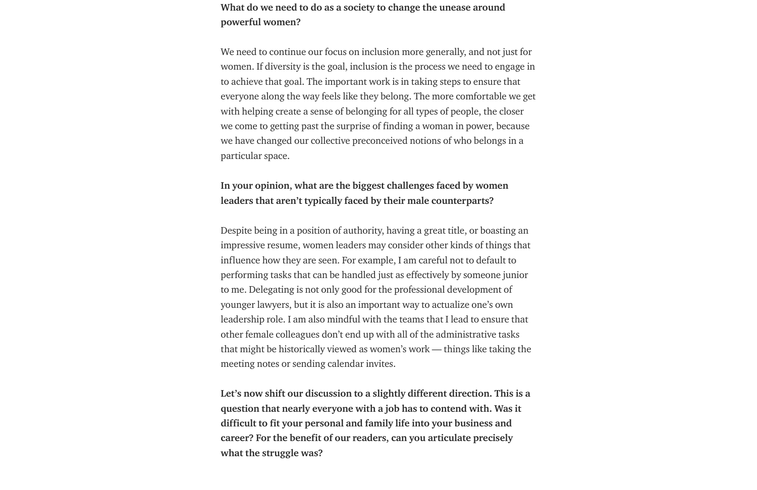**What do we need to do as a society to change the unease around powerful women?**

We need to continue our focus on inclusion more generally, and not just for women. If diversity is the goal, inclusion is the process we need to engage in to achieve that goal. The important work is in taking steps to ensure that everyone along the way feels like they belong. The more comfortable we get with helping create a sense of belonging for all types of people, the closer we come to getting past the surprise of finding a woman in power, because we have changed our collective preconceived notions of who belongs in a particular space.

**In your opinion, what are the biggest challenges faced by women leaders that aren't typically faced by their male counterparts?**

Despite being in a position of authority, having a great title, or boasting an impressive resume, women leaders may consider other kinds of things that influence how they are seen. For example, I am careful not to default to performing tasks that can be handled just as effectively by someone junior to me. Delegating is not only good for the professional development of younger lawyers, but it is also an important way to actualize one's own leadership role. I am also mindful with the teams that I lead to ensure that other female colleagues don't end up with all of the administrative tasks that might be historically viewed as women's work — things like taking the meeting notes or sending calendar invites.

**Let's now shift our discussion to a slightly different direction. This is a question that nearly everyone with a job has to contend with. Was it difficult to fit your personal and family life into your business and career? For the benefit of our readers, can you articulate precisely what the struggle was?**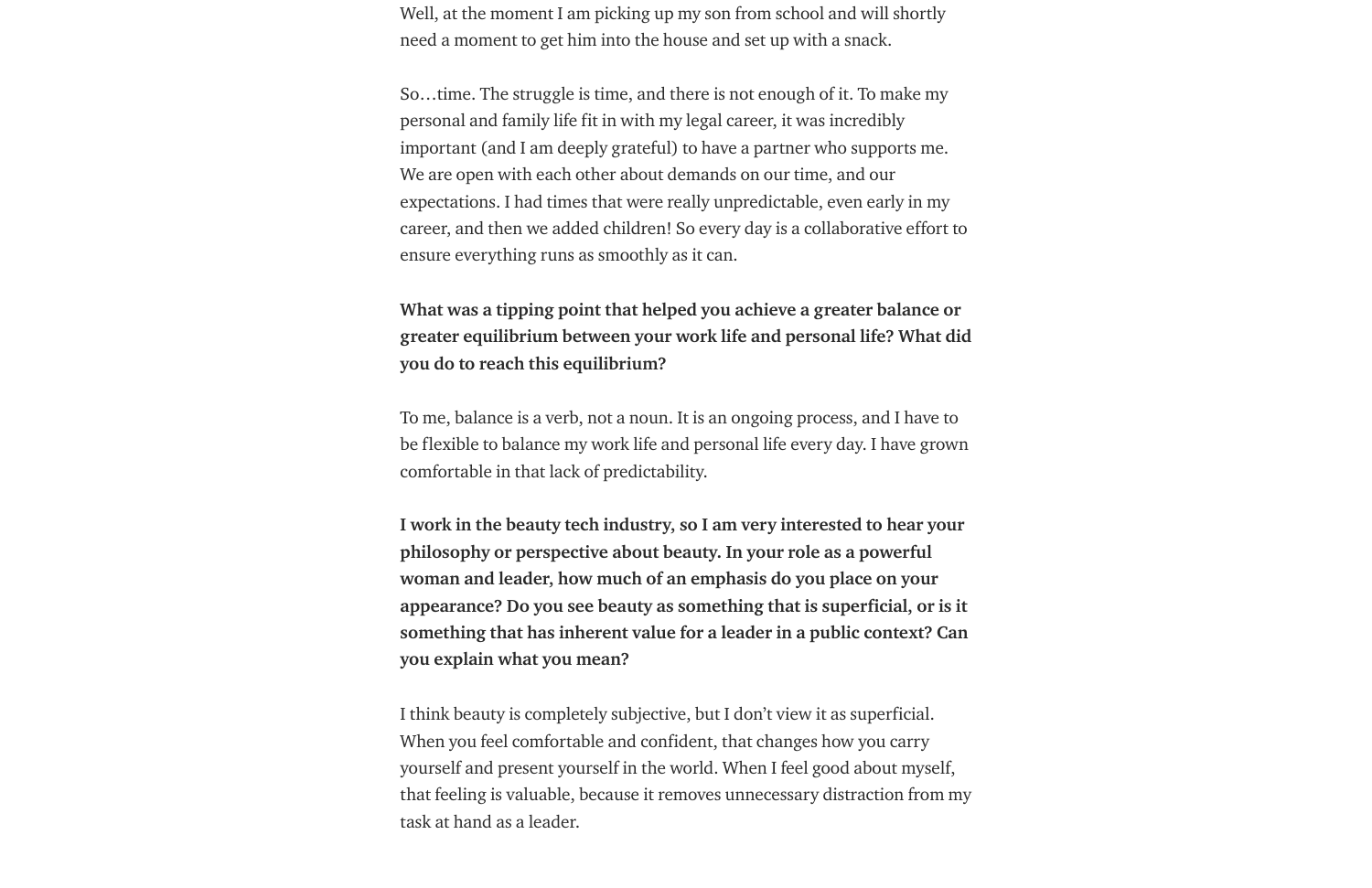Well, at the moment I am picking up my son from school and will shortly need a moment to get him into the house and set up with a snack.

So…time. The struggle is time, and there is not enough of it. To make my personal and family life fit in with my legal career, it was incredibly important (and I am deeply grateful) to have a partner who supports me. We are open with each other about demands on our time, and our expectations. I had times that were really unpredictable, even early in my career, and then we added children! So every day is a collaborative effort to ensure everything runs as smoothly as it can.

**What was a tipping point that helped you achieve a greater balance or greater equilibrium between your work life and personal life? What did you do to reach this equilibrium?**

To me, balance is a verb, not a noun. It is an ongoing process, and I have to be flexible to balance my work life and personal life every day. I have grown comfortable in that lack of predictability.

**I work in the beauty tech industry, so I am very interested to hear your philosophy or perspective about beauty. In your role as a powerful woman and leader, how much of an emphasis do you place on your appearance? Do you see beauty as something that is superficial, or is it something that has inherent value for a leader in a public context? Can you explain what you mean?**

I think beauty is completely subjective, but I don't view it as superficial. When you feel comfortable and confident, that changes how you carry yourself and present yourself in the world. When I feel good about myself, that feeling is valuable, because it removes unnecessary distraction from my task at hand as a leader.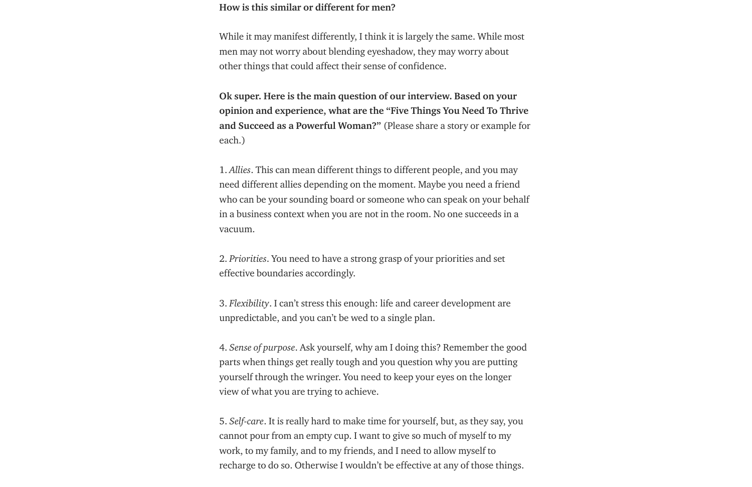**How is this similar or different for men?**

While it may manifest differently, I think it is largely the same. While most men may not worry about blending eyeshadow, they may worry about other things that could affect their sense of confidence.

**Ok super. Here is the main question of our interview. Based on your opinion and experience, what are the "Five Things You Need To Thrive and Succeed as a Powerful Woman?"** (Please share a story or example for each.)

1. *Allies*. This can mean different things to different people, and you may need different allies depending on the moment. Maybe you need a friend who can be your sounding board or someone who can speak on your behalf in a business context when you are not in the room. No one succeeds in a vacuum.

2. *Priorities*. You need to have a strong grasp of your priorities and set effective boundaries accordingly.

3. *Flexibility*. I can't stress this enough: life and career development are unpredictable, and you can't be wed to a single plan.

4. *Sense of purpose*. Ask yourself, why am I doing this? Remember the good parts when things get really tough and you question why you are putting yourself through the wringer. You need to keep your eyes on the longer view of what you are trying to achieve.

5. *Self-care*. It is really hard to make time for yourself, but, as they say, you cannot pour from an empty cup. I want to give so much of myself to my work, to my family, and to my friends, and I need to allow myself to recharge to do so. Otherwise I wouldn't be effective at any of those things.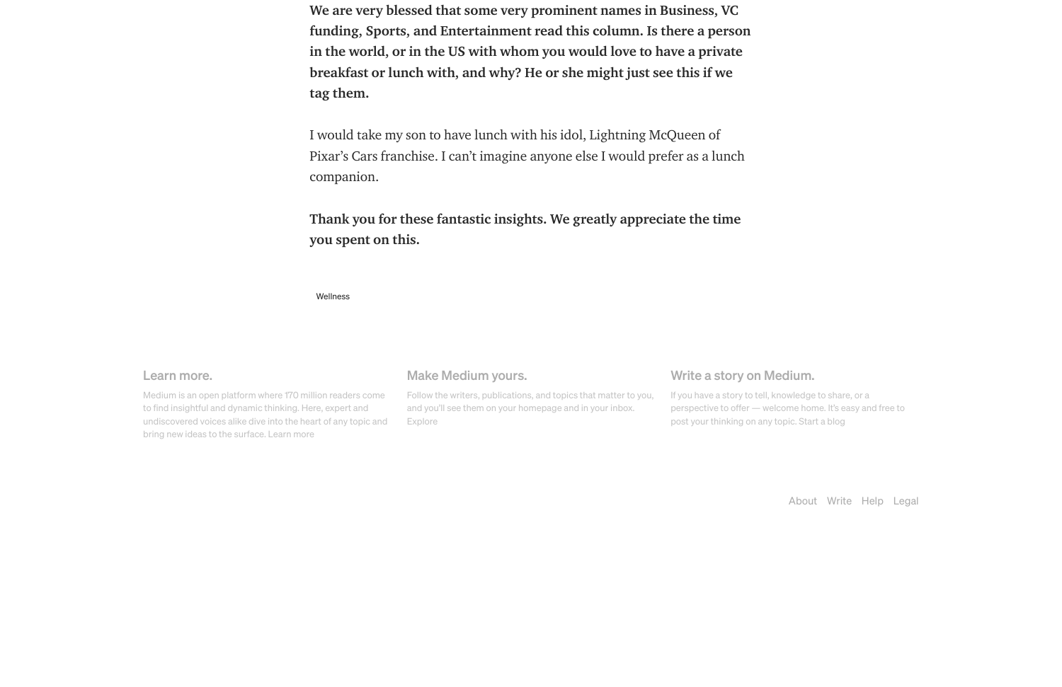**We are very blessed that some very prominent names in Business, VC funding, Sports, and Entertainment read this column. Is there a person in the world, or in the US with whom you would love to have a private breakfast or lunch with, and why? He or she might just see this if we tag them.**

I would take my son to have lunch with his idol, Lightning McQueen of Pixar's Cars franchise. I can't imagine anyone else I would prefer as a lunch companion.

**Thank you for these fantastic insights. We greatly appreciate the time you spent on this.**

Wellness

Learn more.

Medium is an open platform where 170 million readers come to find insightful and dynamic thinking. Here, expert and undiscovered voices alike dive into the heart of any topic and bring new ideas to the surface. Learn more

Make Medium yours.

Follow the writers, publications, and topics that matter to you, and you'll see them on your homepage and in your inbox. Explore

Write a story on Medium.

If you have a story to tell, knowledge to share, or a perspective to offer — welcome home. It's easy and free to post your thinking on any topic. Start a blog

About Write Help Legal